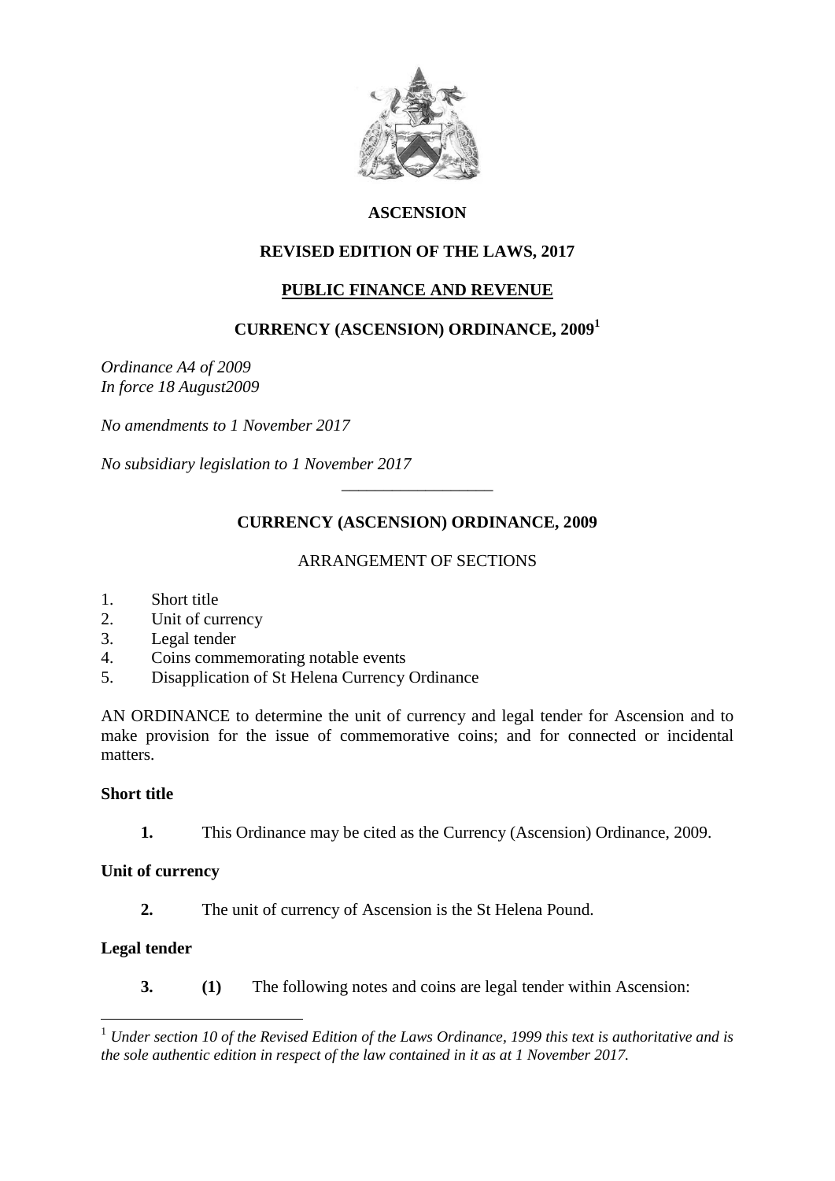**ASCENSION**

**REVISED EDITION OF THE LAWS, 2017**

**PUBLIC FINANCE AND REVENUE**

# CURRENCY (ASCENSION) ORDINANCE, 2009[1]

*Ordinance A4 of 2009*
*In force 18 August2009*

*No amendments to 1 November 2017*

*No subsidiary legislation to 1 November 2017*

---

## CURRENCY (ASCENSION) ORDINANCE, 2009

ARRANGEMENT OF SECTIONS

1. Short title
2. Unit of currency
3. Legal tender
4. Coins commemorating notable events
5. Disapplication of St Helena Currency Ordinance

AN ORDINANCE to determine the unit of currency and legal tender for Ascension and to make provision for the issue of commemorative coins; and for connected or incidental matters.

**Short title**

**1.** This Ordinance may be cited as the Currency (Ascension) Ordinance, 2009.

**Unit of currency**

**2.** The unit of currency of Ascension is the St Helena Pound.

**Legal tender**

**3. (1)** The following notes and coins are legal tender within Ascension:

---

[1] *Under section 10 of the Revised Edition of the Laws Ordinance, 1999 this text is authoritative and is the sole authentic edition in respect of the law contained in it as at 1 November 2017.*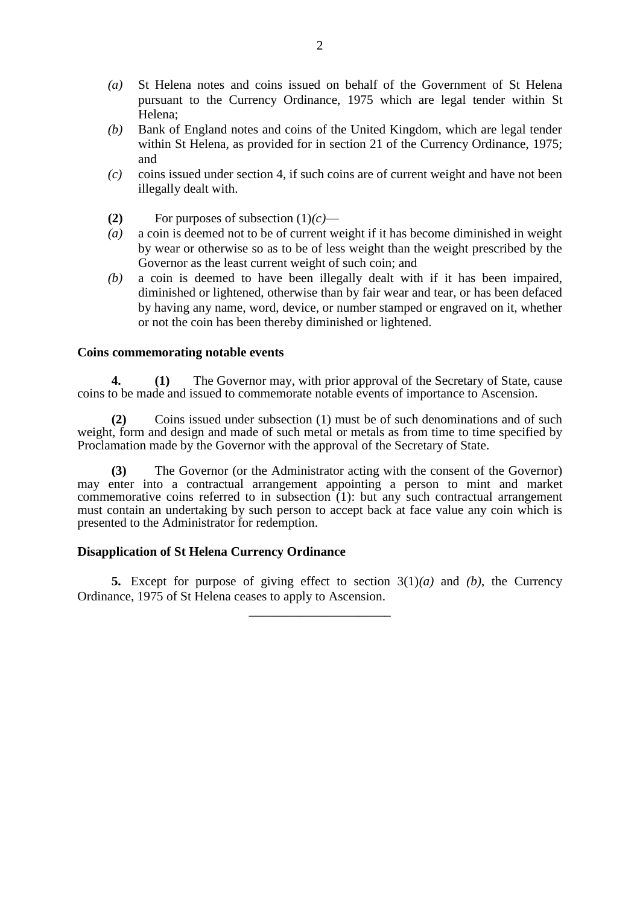*(a)* St Helena notes and coins issued on behalf of the Government of St Helena pursuant to the Currency Ordinance, 1975 which are legal tender within St Helena;

*(b)* Bank of England notes and coins of the United Kingdom, which are legal tender within St Helena, as provided for in section 21 of the Currency Ordinance, 1975; and

*(c)* coins issued under section 4, if such coins are of current weight and have not been illegally dealt with.

**(2)** For purposes of subsection (1)*(c)*—

*(a)* a coin is deemed not to be of current weight if it has become diminished in weight by wear or otherwise so as to be of less weight than the weight prescribed by the Governor as the least current weight of such coin; and

*(b)* a coin is deemed to have been illegally dealt with if it has been impaired, diminished or lightened, otherwise than by fair wear and tear, or has been defaced by having any name, word, device, or number stamped or engraved on it, whether or not the coin has been thereby diminished or lightened.

**Coins commemorating notable events**

**4.** **(1)** The Governor may, with prior approval of the Secretary of State, cause coins to be made and issued to commemorate notable events of importance to Ascension.

**(2)** Coins issued under subsection (1) must be of such denominations and of such weight, form and design and made of such metal or metals as from time to time specified by Proclamation made by the Governor with the approval of the Secretary of State.

**(3)** The Governor (or the Administrator acting with the consent of the Governor) may enter into a contractual arrangement appointing a person to mint and market commemorative coins referred to in subsection (1): but any such contractual arrangement must contain an undertaking by such person to accept back at face value any coin which is presented to the Administrator for redemption.

**Disapplication of St Helena Currency Ordinance**

**5.** Except for purpose of giving effect to section 3(1)*(a)* and *(b)*, the Currency Ordinance, 1975 of St Helena ceases to apply to Ascension.

______________________